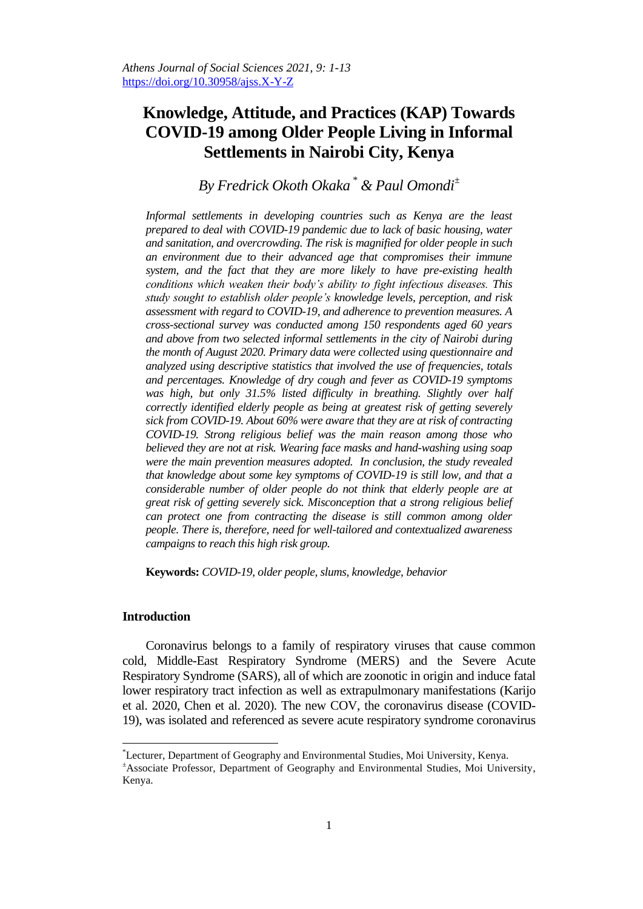# Knowledge, Attitude, and Practices (KAP) Towards COVID-19 among Older People Living in Informal Settlements in Nairobi City, Kenya

*By Fredrick Okoth Okaka* [*] *& Paul Omondi*[±]

*Informal settlements in developing countries such as Kenya are the least prepared to deal with COVID-19 pandemic due to lack of basic housing, water and sanitation, and overcrowding. The risk is magnified for older people in such an environment due to their advanced age that compromises their immune system, and the fact that they are more likely to have pre-existing health conditions which weaken their body's ability to fight infectious diseases. This study sought to establish older people's knowledge levels, perception, and risk assessment with regard to COVID-19, and adherence to prevention measures. A cross-sectional survey was conducted among 150 respondents aged 60 years and above from two selected informal settlements in the city of Nairobi during the month of August 2020. Primary data were collected using questionnaire and analyzed using descriptive statistics that involved the use of frequencies, totals and percentages. Knowledge of dry cough and fever as COVID-19 symptoms was high, but only 31.5% listed difficulty in breathing. Slightly over half correctly identified elderly people as being at greatest risk of getting severely sick from COVID-19. About 60% were aware that they are at risk of contracting COVID-19. Strong religious belief was the main reason among those who believed they are not at risk. Wearing face masks and hand-washing using soap were the main prevention measures adopted. In conclusion, the study revealed that knowledge about some key symptoms of COVID-19 is still low, and that a considerable number of older people do not think that elderly people are at great risk of getting severely sick. Misconception that a strong religious belief can protect one from contracting the disease is still common among older people. There is, therefore, need for well-tailored and contextualized awareness campaigns to reach this high risk group.*

**Keywords:** *COVID-19, older people, slums, knowledge, behavior*

## Introduction

Coronavirus belongs to a family of respiratory viruses that cause common cold, Middle-East Respiratory Syndrome (MERS) and the Severe Acute Respiratory Syndrome (SARS), all of which are zoonotic in origin and induce fatal lower respiratory tract infection as well as extrapulmonary manifestations (Karijo et al. 2020, Chen et al. 2020). The new COV, the coronavirus disease (COVID-19), was isolated and referenced as severe acute respiratory syndrome coronavirus

---

[*] Lecturer, Department of Geography and Environmental Studies, Moi University, Kenya.

[±] Associate Professor, Department of Geography and Environmental Studies, Moi University, Kenya.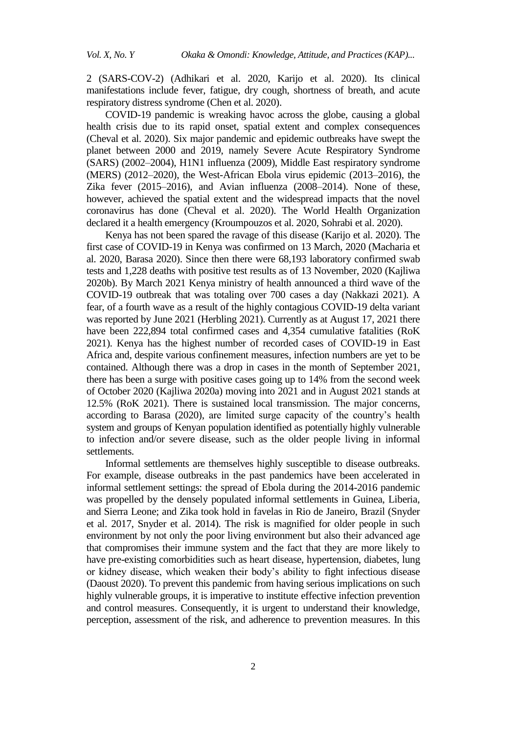2 (SARS-COV-2) (Adhikari et al. 2020, Karijo et al. 2020). Its clinical manifestations include fever, fatigue, dry cough, shortness of breath, and acute respiratory distress syndrome (Chen et al. 2020).

COVID-19 pandemic is wreaking havoc across the globe, causing a global health crisis due to its rapid onset, spatial extent and complex consequences (Cheval et al. 2020). Six major pandemic and epidemic outbreaks have swept the planet between 2000 and 2019, namely Severe Acute Respiratory Syndrome (SARS) (2002–2004), H1N1 influenza (2009), Middle East respiratory syndrome (MERS) (2012–2020), the West-African Ebola virus epidemic (2013–2016), the Zika fever (2015–2016), and Avian influenza (2008–2014). None of these, however, achieved the spatial extent and the widespread impacts that the novel coronavirus has done (Cheval et al. 2020). The World Health Organization declared it a health emergency (Kroumpouzos et al. 2020, Sohrabi et al. 2020).

Kenya has not been spared the ravage of this disease (Karijo et al. 2020). The first case of COVID-19 in Kenya was confirmed on 13 March, 2020 (Macharia et al. 2020, Barasa 2020). Since then there were 68,193 laboratory confirmed swab tests and 1,228 deaths with positive test results as of 13 November, 2020 (Kajliwa 2020b). By March 2021 Kenya ministry of health announced a third wave of the COVID-19 outbreak that was totaling over 700 cases a day (Nakkazi 2021). A fear, of a fourth wave as a result of the highly contagious COVID-19 delta variant was reported by June 2021 (Herbling 2021). Currently as at August 17, 2021 there have been 222,894 total confirmed cases and 4,354 cumulative fatalities (RoK 2021). Kenya has the highest number of recorded cases of COVID-19 in East Africa and, despite various confinement measures, infection numbers are yet to be contained. Although there was a drop in cases in the month of September 2021, there has been a surge with positive cases going up to 14% from the second week of October 2020 (Kajliwa 2020a) moving into 2021 and in August 2021 stands at 12.5% (RoK 2021). There is sustained local transmission. The major concerns, according to Barasa (2020), are limited surge capacity of the country's health system and groups of Kenyan population identified as potentially highly vulnerable to infection and/or severe disease, such as the older people living in informal settlements.

Informal settlements are themselves highly susceptible to disease outbreaks. For example, disease outbreaks in the past pandemics have been accelerated in informal settlement settings: the spread of Ebola during the 2014-2016 pandemic was propelled by the densely populated informal settlements in Guinea, Liberia, and Sierra Leone; and Zika took hold in favelas in Rio de Janeiro, Brazil (Snyder et al. 2017, Snyder et al. 2014). The risk is magnified for older people in such environment by not only the poor living environment but also their advanced age that compromises their immune system and the fact that they are more likely to have pre-existing comorbidities such as heart disease, hypertension, diabetes, lung or kidney disease, which weaken their body's ability to fight infectious disease (Daoust 2020). To prevent this pandemic from having serious implications on such highly vulnerable groups, it is imperative to institute effective infection prevention and control measures. Consequently, it is urgent to understand their knowledge, perception, assessment of the risk, and adherence to prevention measures. In this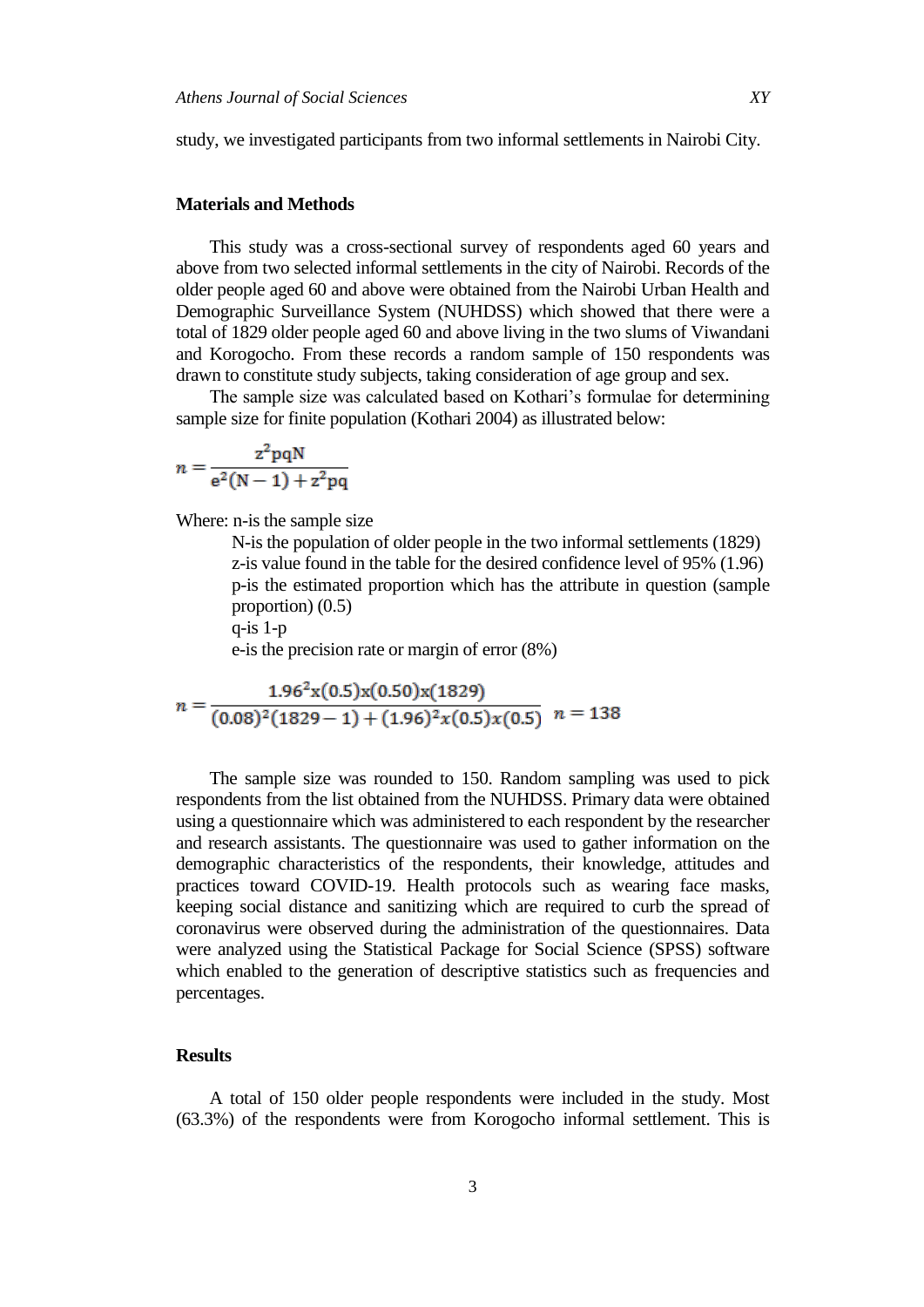study, we investigated participants from two informal settlements in Nairobi City.

## Materials and Methods

This study was a cross-sectional survey of respondents aged 60 years and above from two selected informal settlements in the city of Nairobi. Records of the older people aged 60 and above were obtained from the Nairobi Urban Health and Demographic Surveillance System (NUHDSS) which showed that there were a total of 1829 older people aged 60 and above living in the two slums of Viwandani and Korogocho. From these records a random sample of 150 respondents was drawn to constitute study subjects, taking consideration of age group and sex.

The sample size was calculated based on Kothari's formulae for determining sample size for finite population (Kothari 2004) as illustrated below:

$$n = \frac{z^2 pqN}{e^2(N-1) + z^2 pq}$$

Where: n-is the sample size

N-is the population of older people in the two informal settlements (1829)

z-is value found in the table for the desired confidence level of 95% (1.96)

p-is the estimated proportion which has the attribute in question (sample proportion) (0.5)

q-is 1-p

e-is the precision rate or margin of error (8%)

$$n = \frac{1.96^2 x(0.5) x(0.50) x(1829)}{(0.08)^2(1829-1) + (1.96)^2 x(0.5) x(0.5)} \quad n = 138$$

The sample size was rounded to 150. Random sampling was used to pick respondents from the list obtained from the NUHDSS. Primary data were obtained using a questionnaire which was administered to each respondent by the researcher and research assistants. The questionnaire was used to gather information on the demographic characteristics of the respondents, their knowledge, attitudes and practices toward COVID-19. Health protocols such as wearing face masks, keeping social distance and sanitizing which are required to curb the spread of coronavirus were observed during the administration of the questionnaires. Data were analyzed using the Statistical Package for Social Science (SPSS) software which enabled to the generation of descriptive statistics such as frequencies and percentages.

## Results

A total of 150 older people respondents were included in the study. Most (63.3%) of the respondents were from Korogocho informal settlement. This is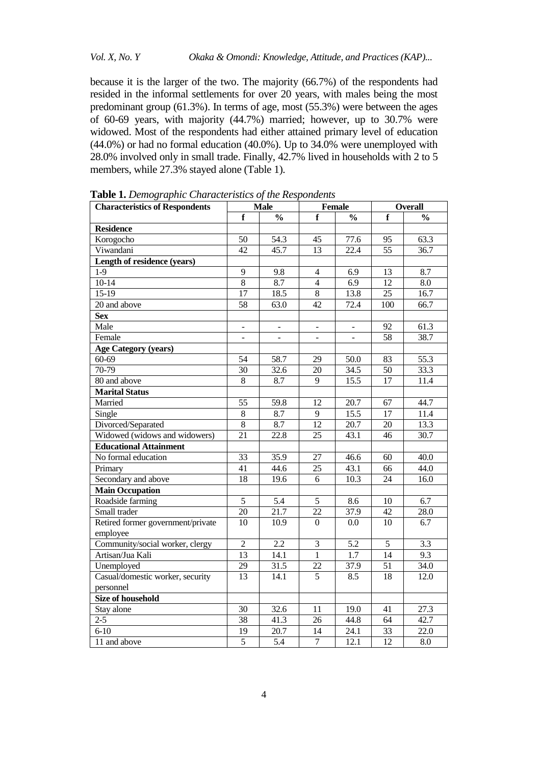because it is the larger of the two. The majority (66.7%) of the respondents had resided in the informal settlements for over 20 years, with males being the most predominant group (61.3%). In terms of age, most (55.3%) were between the ages of 60-69 years, with majority (44.7%) married; however, up to 30.7% were widowed. Most of the respondents had either attained primary level of education (44.0%) or had no formal education (40.0%). Up to 34.0% were unemployed with 28.0% involved only in small trade. Finally, 42.7% lived in households with 2 to 5 members, while 27.3% stayed alone (Table 1).

**Table 1.** *Demographic Characteristics of the Respondents*

| Characteristics of Respondents | Male | | Female | | Overall | |
|---|---|---|---|---|---|---|
| | f | % | f | % | f | % |
| **Residence** | | | | | | |
| Korogocho | 50 | 54.3 | 45 | 77.6 | 95 | 63.3 |
| Viwandani | 42 | 45.7 | 13 | 22.4 | 55 | 36.7 |
| **Length of residence (years)** | | | | | | |
| 1-9 | 9 | 9.8 | 4 | 6.9 | 13 | 8.7 |
| 10-14 | 8 | 8.7 | 4 | 6.9 | 12 | 8.0 |
| 15-19 | 17 | 18.5 | 8 | 13.8 | 25 | 16.7 |
| 20 and above | 58 | 63.0 | 42 | 72.4 | 100 | 66.7 |
| **Sex** | | | | | | |
| Male | - | - | - | - | 92 | 61.3 |
| Female | - | - | - | - | 58 | 38.7 |
| **Age Category (years)** | | | | | | |
| 60-69 | 54 | 58.7 | 29 | 50.0 | 83 | 55.3 |
| 70-79 | 30 | 32.6 | 20 | 34.5 | 50 | 33.3 |
| 80 and above | 8 | 8.7 | 9 | 15.5 | 17 | 11.4 |
| **Marital Status** | | | | | | |
| Married | 55 | 59.8 | 12 | 20.7 | 67 | 44.7 |
| Single | 8 | 8.7 | 9 | 15.5 | 17 | 11.4 |
| Divorced/Separated | 8 | 8.7 | 12 | 20.7 | 20 | 13.3 |
| Widowed (widows and widowers) | 21 | 22.8 | 25 | 43.1 | 46 | 30.7 |
| **Educational Attainment** | | | | | | |
| No formal education | 33 | 35.9 | 27 | 46.6 | 60 | 40.0 |
| Primary | 41 | 44.6 | 25 | 43.1 | 66 | 44.0 |
| Secondary and above | 18 | 19.6 | 6 | 10.3 | 24 | 16.0 |
| **Main Occupation** | | | | | | |
| Roadside farming | 5 | 5.4 | 5 | 8.6 | 10 | 6.7 |
| Small trader | 20 | 21.7 | 22 | 37.9 | 42 | 28.0 |
| Retired former government/private employee | 10 | 10.9 | 0 | 0.0 | 10 | 6.7 |
| Community/social worker, clergy | 2 | 2.2 | 3 | 5.2 | 5 | 3.3 |
| Artisan/Jua Kali | 13 | 14.1 | 1 | 1.7 | 14 | 9.3 |
| Unemployed | 29 | 31.5 | 22 | 37.9 | 51 | 34.0 |
| Casual/domestic worker, security personnel | 13 | 14.1 | 5 | 8.5 | 18 | 12.0 |
| **Size of household** | | | | | | |
| Stay alone | 30 | 32.6 | 11 | 19.0 | 41 | 27.3 |
| 2-5 | 38 | 41.3 | 26 | 44.8 | 64 | 42.7 |
| 6-10 | 19 | 20.7 | 14 | 24.1 | 33 | 22.0 |
| 11 and above | 5 | 5.4 | 7 | 12.1 | 12 | 8.0 |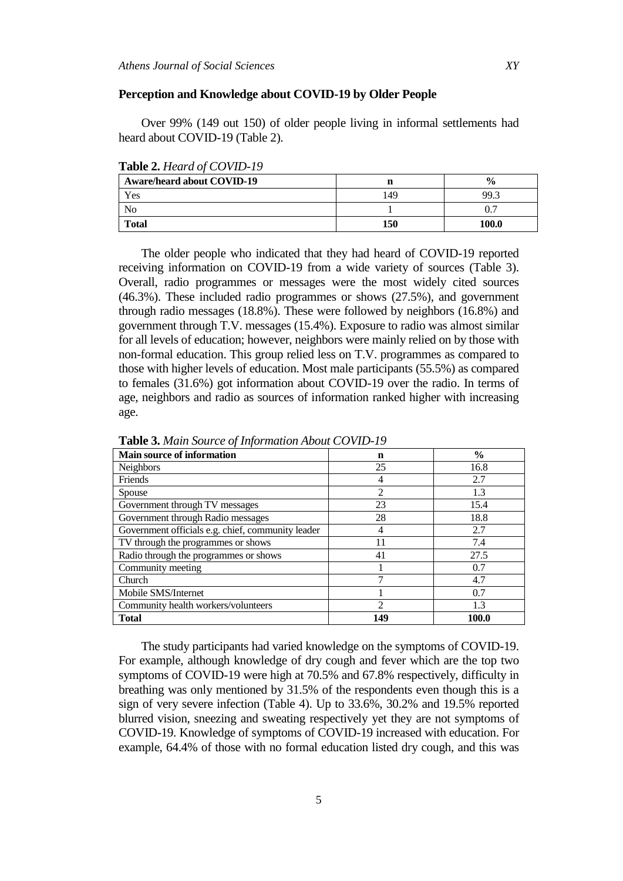**Perception and Knowledge about COVID-19 by Older People**

Over 99% (149 out 150) of older people living in informal settlements had heard about COVID-19 (Table 2).

**Table 2.** *Heard of COVID-19*

| Aware/heard about COVID-19 | n | % |
|---|---|---|
| Yes | 149 | 99.3 |
| No | 1 | 0.7 |
| **Total** | **150** | **100.0** |

The older people who indicated that they had heard of COVID-19 reported receiving information on COVID-19 from a wide variety of sources (Table 3). Overall, radio programmes or messages were the most widely cited sources (46.3%). These included radio programmes or shows (27.5%), and government through radio messages (18.8%). These were followed by neighbors (16.8%) and government through T.V. messages (15.4%). Exposure to radio was almost similar for all levels of education; however, neighbors were mainly relied on by those with non-formal education. This group relied less on T.V. programmes as compared to those with higher levels of education. Most male participants (55.5%) as compared to females (31.6%) got information about COVID-19 over the radio. In terms of age, neighbors and radio as sources of information ranked higher with increasing age.

**Table 3.** *Main Source of Information About COVID-19*

| Main source of information | n | % |
|---|---|---|
| Neighbors | 25 | 16.8 |
| Friends | 4 | 2.7 |
| Spouse | 2 | 1.3 |
| Government through TV messages | 23 | 15.4 |
| Government through Radio messages | 28 | 18.8 |
| Government officials e.g. chief, community leader | 4 | 2.7 |
| TV through the programmes or shows | 11 | 7.4 |
| Radio through the programmes or shows | 41 | 27.5 |
| Community meeting | 1 | 0.7 |
| Church | 7 | 4.7 |
| Mobile SMS/Internet | 1 | 0.7 |
| Community health workers/volunteers | 2 | 1.3 |
| **Total** | **149** | **100.0** |

The study participants had varied knowledge on the symptoms of COVID-19. For example, although knowledge of dry cough and fever which are the top two symptoms of COVID-19 were high at 70.5% and 67.8% respectively, difficulty in breathing was only mentioned by 31.5% of the respondents even though this is a sign of very severe infection (Table 4). Up to 33.6%, 30.2% and 19.5% reported blurred vision, sneezing and sweating respectively yet they are not symptoms of COVID-19. Knowledge of symptoms of COVID-19 increased with education. For example, 64.4% of those with no formal education listed dry cough, and this was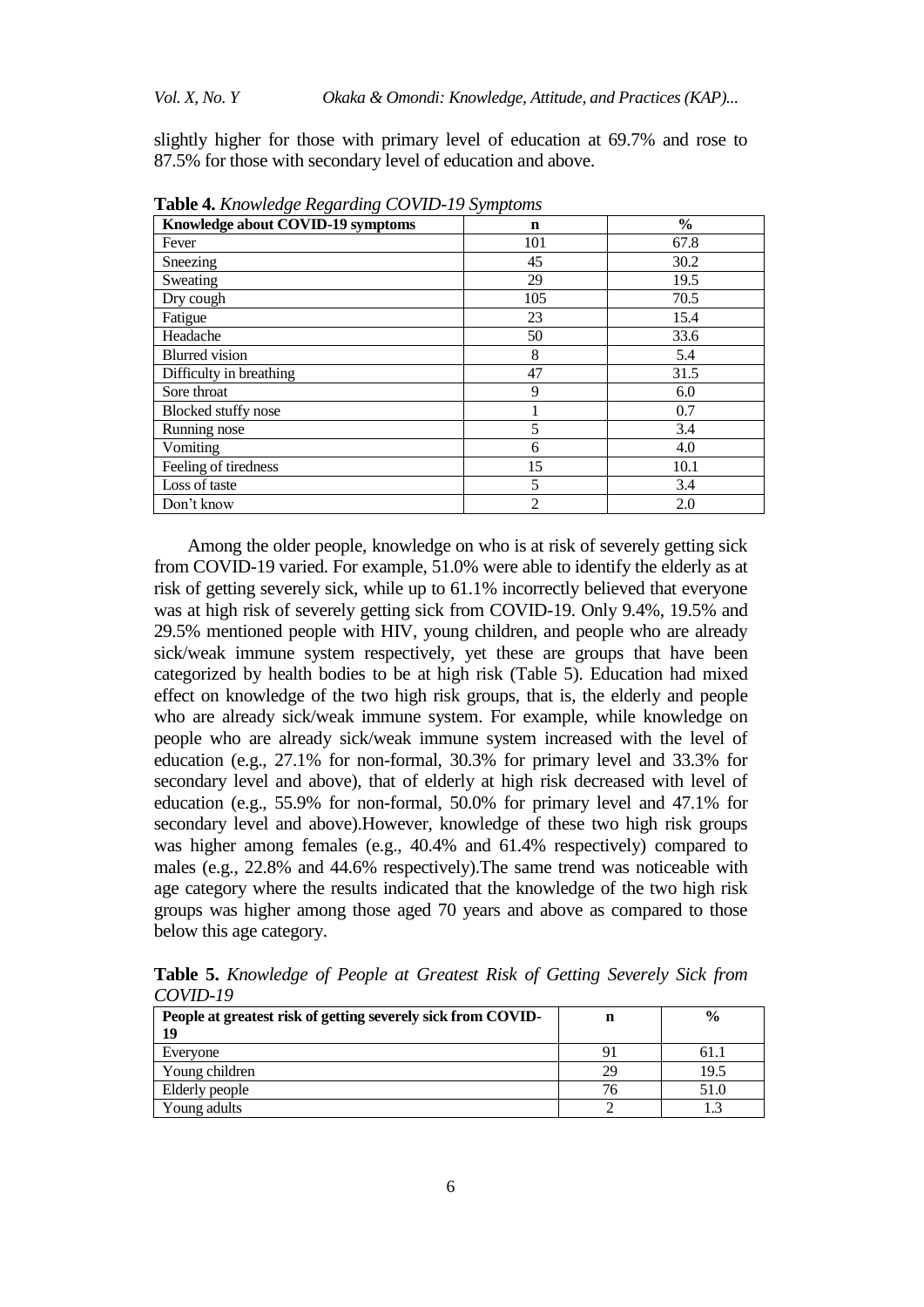slightly higher for those with primary level of education at 69.7% and rose to 87.5% for those with secondary level of education and above.

**Table 4.** *Knowledge Regarding COVID-19 Symptoms*

| Knowledge about COVID-19 symptoms | n | % |
|---|---|---|
| Fever | 101 | 67.8 |
| Sneezing | 45 | 30.2 |
| Sweating | 29 | 19.5 |
| Dry cough | 105 | 70.5 |
| Fatigue | 23 | 15.4 |
| Headache | 50 | 33.6 |
| Blurred vision | 8 | 5.4 |
| Difficulty in breathing | 47 | 31.5 |
| Sore throat | 9 | 6.0 |
| Blocked stuffy nose | 1 | 0.7 |
| Running nose | 5 | 3.4 |
| Vomiting | 6 | 4.0 |
| Feeling of tiredness | 15 | 10.1 |
| Loss of taste | 5 | 3.4 |
| Don't know | 2 | 2.0 |

Among the older people, knowledge on who is at risk of severely getting sick from COVID-19 varied. For example, 51.0% were able to identify the elderly as at risk of getting severely sick, while up to 61.1% incorrectly believed that everyone was at high risk of severely getting sick from COVID-19. Only 9.4%, 19.5% and 29.5% mentioned people with HIV, young children, and people who are already sick/weak immune system respectively, yet these are groups that have been categorized by health bodies to be at high risk (Table 5). Education had mixed effect on knowledge of the two high risk groups, that is, the elderly and people who are already sick/weak immune system. For example, while knowledge on people who are already sick/weak immune system increased with the level of education (e.g., 27.1% for non-formal, 30.3% for primary level and 33.3% for secondary level and above), that of elderly at high risk decreased with level of education (e.g., 55.9% for non-formal, 50.0% for primary level and 47.1% for secondary level and above).However, knowledge of these two high risk groups was higher among females (e.g., 40.4% and 61.4% respectively) compared to males (e.g., 22.8% and 44.6% respectively).The same trend was noticeable with age category where the results indicated that the knowledge of the two high risk groups was higher among those aged 70 years and above as compared to those below this age category.

**Table 5.** *Knowledge of People at Greatest Risk of Getting Severely Sick from COVID-19*

| People at greatest risk of getting severely sick from COVID-19 | n | % |
|---|---|---|
| Everyone | 91 | 61.1 |
| Young children | 29 | 19.5 |
| Elderly people | 76 | 51.0 |
| Young adults | 2 | 1.3 |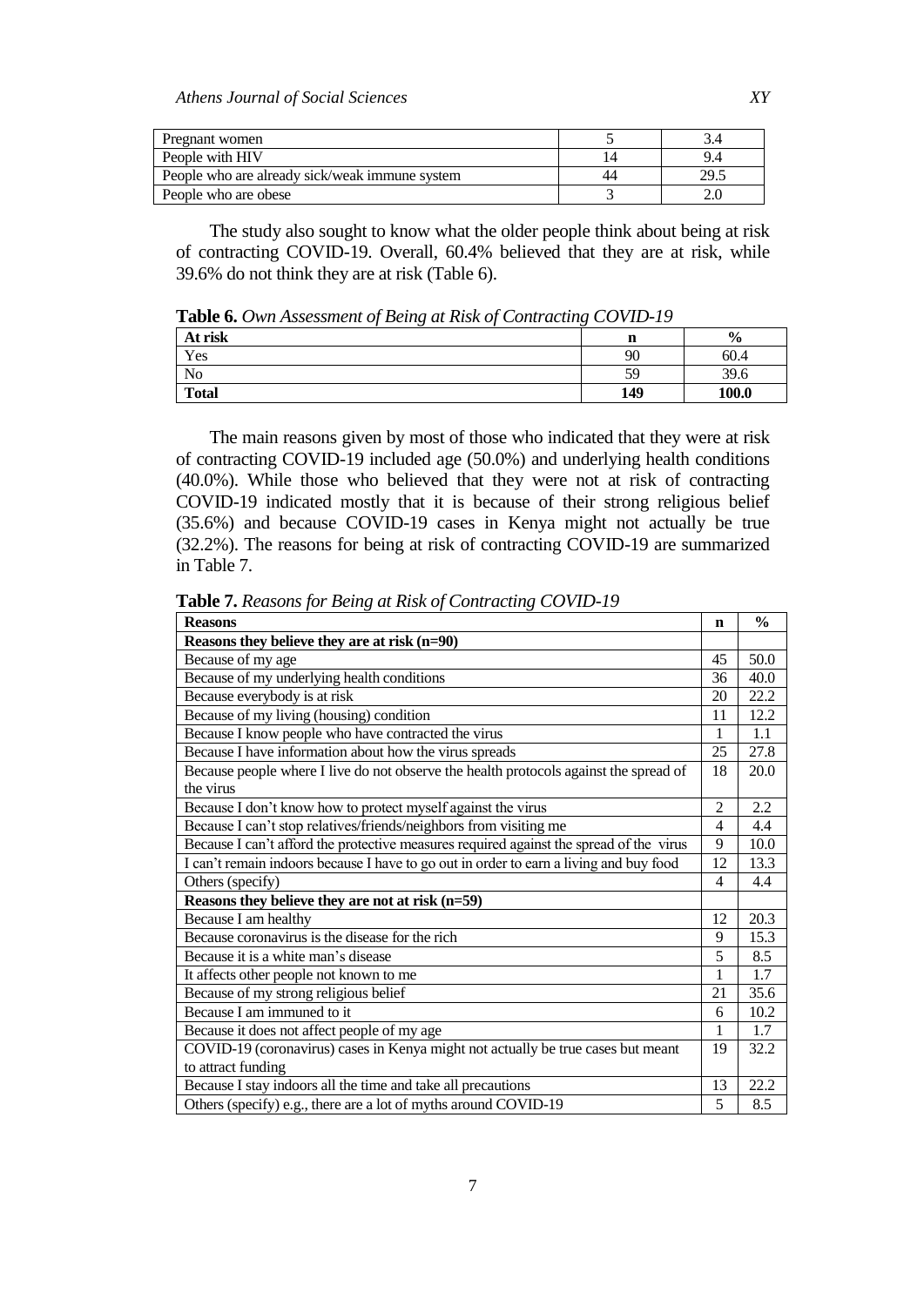| Pregnant women | 5 | 3.4 |
|---|---|---|
| People with HIV | 14 | 9.4 |
| People who are already sick/weak immune system | 44 | 29.5 |
| People who are obese | 3 | 2.0 |

The study also sought to know what the older people think about being at risk of contracting COVID-19. Overall, 60.4% believed that they are at risk, while 39.6% do not think they are at risk (Table 6).

**Table 6.** *Own Assessment of Being at Risk of Contracting COVID-19*

| **At risk** | **n** | **%** |
|---|---|---|
| Yes | 90 | 60.4 |
| No | 59 | 39.6 |
| **Total** | **149** | **100.0** |

The main reasons given by most of those who indicated that they were at risk of contracting COVID-19 included age (50.0%) and underlying health conditions (40.0%). While those who believed that they were not at risk of contracting COVID-19 indicated mostly that it is because of their strong religious belief (35.6%) and because COVID-19 cases in Kenya might not actually be true (32.2%). The reasons for being at risk of contracting COVID-19 are summarized in Table 7.

**Table 7.** *Reasons for Being at Risk of Contracting COVID-19*

| **Reasons** | **n** | **%** |
|---|---|---|
| **Reasons they believe they are at risk (n=90)** | | |
| Because of my age | 45 | 50.0 |
| Because of my underlying health conditions | 36 | 40.0 |
| Because everybody is at risk | 20 | 22.2 |
| Because of my living (housing) condition | 11 | 12.2 |
| Because I know people who have contracted the virus | 1 | 1.1 |
| Because I have information about how the virus spreads | 25 | 27.8 |
| Because people where I live do not observe the health protocols against the spread of the virus | 18 | 20.0 |
| Because I don't know how to protect myself against the virus | 2 | 2.2 |
| Because I can't stop relatives/friends/neighbors from visiting me | 4 | 4.4 |
| Because I can't afford the protective measures required against the spread of the virus | 9 | 10.0 |
| I can't remain indoors because I have to go out in order to earn a living and buy food | 12 | 13.3 |
| Others (specify) | 4 | 4.4 |
| **Reasons they believe they are not at risk (n=59)** | | |
| Because I am healthy | 12 | 20.3 |
| Because coronavirus is the disease for the rich | 9 | 15.3 |
| Because it is a white man's disease | 5 | 8.5 |
| It affects other people not known to me | 1 | 1.7 |
| Because of my strong religious belief | 21 | 35.6 |
| Because I am immuned to it | 6 | 10.2 |
| Because it does not affect people of my age | 1 | 1.7 |
| COVID-19 (coronavirus) cases in Kenya might not actually be true cases but meant to attract funding | 19 | 32.2 |
| Because I stay indoors all the time and take all precautions | 13 | 22.2 |
| Others (specify) e.g., there are a lot of myths around COVID-19 | 5 | 8.5 |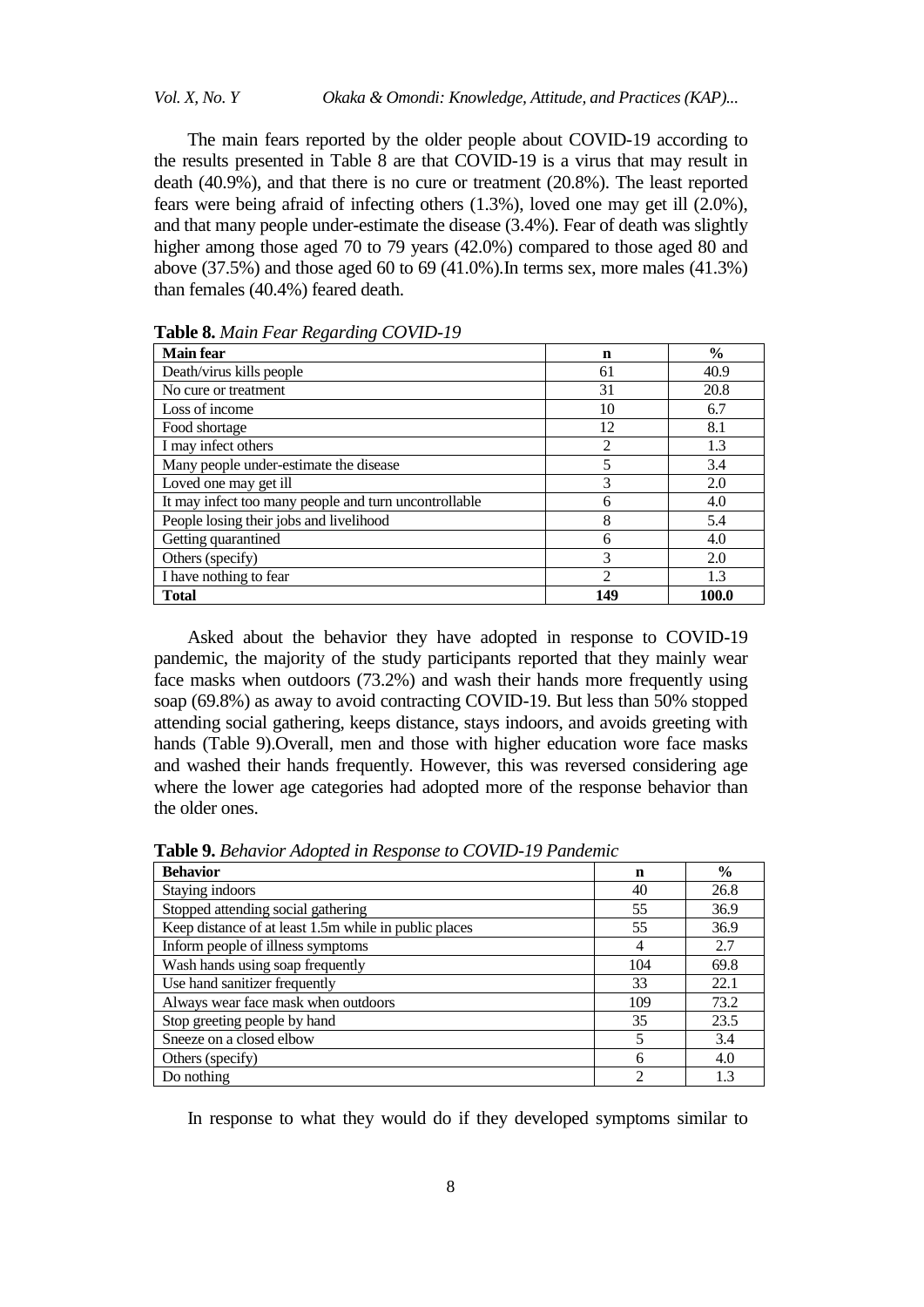The main fears reported by the older people about COVID-19 according to the results presented in Table 8 are that COVID-19 is a virus that may result in death (40.9%), and that there is no cure or treatment (20.8%). The least reported fears were being afraid of infecting others (1.3%), loved one may get ill (2.0%), and that many people under-estimate the disease (3.4%). Fear of death was slightly higher among those aged 70 to 79 years (42.0%) compared to those aged 80 and above (37.5%) and those aged 60 to 69 (41.0%).In terms sex, more males (41.3%) than females (40.4%) feared death.

**Table 8.** *Main Fear Regarding COVID-19*

| **Main fear** | **n** | **%** |
|---|---|---|
| Death/virus kills people | 61 | 40.9 |
| No cure or treatment | 31 | 20.8 |
| Loss of income | 10 | 6.7 |
| Food shortage | 12 | 8.1 |
| I may infect others | 2 | 1.3 |
| Many people under-estimate the disease | 5 | 3.4 |
| Loved one may get ill | 3 | 2.0 |
| It may infect too many people and turn uncontrollable | 6 | 4.0 |
| People losing their jobs and livelihood | 8 | 5.4 |
| Getting quarantined | 6 | 4.0 |
| Others (specify) | 3 | 2.0 |
| I have nothing to fear | 2 | 1.3 |
| **Total** | **149** | **100.0** |

Asked about the behavior they have adopted in response to COVID-19 pandemic, the majority of the study participants reported that they mainly wear face masks when outdoors (73.2%) and wash their hands more frequently using soap (69.8%) as away to avoid contracting COVID-19. But less than 50% stopped attending social gathering, keeps distance, stays indoors, and avoids greeting with hands (Table 9).Overall, men and those with higher education wore face masks and washed their hands frequently. However, this was reversed considering age where the lower age categories had adopted more of the response behavior than the older ones.

**Table 9.** *Behavior Adopted in Response to COVID-19 Pandemic*

| **Behavior** | **n** | **%** |
|---|---|---|
| Staying indoors | 40 | 26.8 |
| Stopped attending social gathering | 55 | 36.9 |
| Keep distance of at least 1.5m while in public places | 55 | 36.9 |
| Inform people of illness symptoms | 4 | 2.7 |
| Wash hands using soap frequently | 104 | 69.8 |
| Use hand sanitizer frequently | 33 | 22.1 |
| Always wear face mask when outdoors | 109 | 73.2 |
| Stop greeting people by hand | 35 | 23.5 |
| Sneeze on a closed elbow | 5 | 3.4 |
| Others (specify) | 6 | 4.0 |
| Do nothing | 2 | 1.3 |

In response to what they would do if they developed symptoms similar to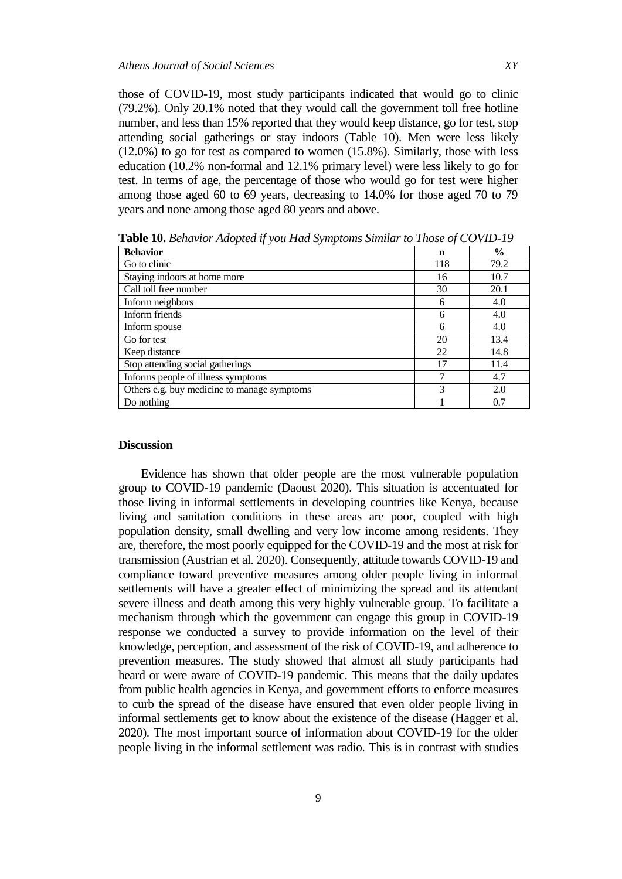those of COVID-19, most study participants indicated that would go to clinic (79.2%). Only 20.1% noted that they would call the government toll free hotline number, and less than 15% reported that they would keep distance, go for test, stop attending social gatherings or stay indoors (Table 10). Men were less likely (12.0%) to go for test as compared to women (15.8%). Similarly, those with less education (10.2% non-formal and 12.1% primary level) were less likely to go for test. In terms of age, the percentage of those who would go for test were higher among those aged 60 to 69 years, decreasing to 14.0% for those aged 70 to 79 years and none among those aged 80 years and above.

**Table 10.** *Behavior Adopted if you Had Symptoms Similar to Those of COVID-19*

| Behavior | n | % |
|---|---|---|
| Go to clinic | 118 | 79.2 |
| Staying indoors at home more | 16 | 10.7 |
| Call toll free number | 30 | 20.1 |
| Inform neighbors | 6 | 4.0 |
| Inform friends | 6 | 4.0 |
| Inform spouse | 6 | 4.0 |
| Go for test | 20 | 13.4 |
| Keep distance | 22 | 14.8 |
| Stop attending social gatherings | 17 | 11.4 |
| Informs people of illness symptoms | 7 | 4.7 |
| Others e.g. buy medicine to manage symptoms | 3 | 2.0 |
| Do nothing | 1 | 0.7 |

## Discussion

Evidence has shown that older people are the most vulnerable population group to COVID-19 pandemic (Daoust 2020). This situation is accentuated for those living in informal settlements in developing countries like Kenya, because living and sanitation conditions in these areas are poor, coupled with high population density, small dwelling and very low income among residents. They are, therefore, the most poorly equipped for the COVID-19 and the most at risk for transmission (Austrian et al. 2020). Consequently, attitude towards COVID-19 and compliance toward preventive measures among older people living in informal settlements will have a greater effect of minimizing the spread and its attendant severe illness and death among this very highly vulnerable group. To facilitate a mechanism through which the government can engage this group in COVID-19 response we conducted a survey to provide information on the level of their knowledge, perception, and assessment of the risk of COVID-19, and adherence to prevention measures. The study showed that almost all study participants had heard or were aware of COVID-19 pandemic. This means that the daily updates from public health agencies in Kenya, and government efforts to enforce measures to curb the spread of the disease have ensured that even older people living in informal settlements get to know about the existence of the disease (Hagger et al. 2020). The most important source of information about COVID-19 for the older people living in the informal settlement was radio. This is in contrast with studies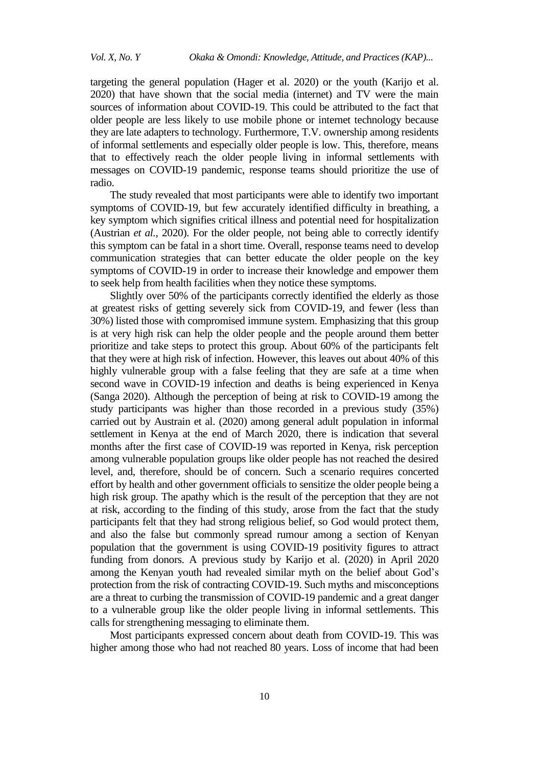targeting the general population (Hager et al. 2020) or the youth (Karijo et al. 2020) that have shown that the social media (internet) and TV were the main sources of information about COVID-19. This could be attributed to the fact that older people are less likely to use mobile phone or internet technology because they are late adapters to technology. Furthermore, T.V. ownership among residents of informal settlements and especially older people is low. This, therefore, means that to effectively reach the older people living in informal settlements with messages on COVID-19 pandemic, response teams should prioritize the use of radio.

The study revealed that most participants were able to identify two important symptoms of COVID-19, but few accurately identified difficulty in breathing, a key symptom which signifies critical illness and potential need for hospitalization (Austrian *et al.*, 2020). For the older people, not being able to correctly identify this symptom can be fatal in a short time. Overall, response teams need to develop communication strategies that can better educate the older people on the key symptoms of COVID-19 in order to increase their knowledge and empower them to seek help from health facilities when they notice these symptoms.

Slightly over 50% of the participants correctly identified the elderly as those at greatest risks of getting severely sick from COVID-19, and fewer (less than 30%) listed those with compromised immune system. Emphasizing that this group is at very high risk can help the older people and the people around them better prioritize and take steps to protect this group. About 60% of the participants felt that they were at high risk of infection. However, this leaves out about 40% of this highly vulnerable group with a false feeling that they are safe at a time when second wave in COVID-19 infection and deaths is being experienced in Kenya (Sanga 2020). Although the perception of being at risk to COVID-19 among the study participants was higher than those recorded in a previous study (35%) carried out by Austrain et al. (2020) among general adult population in informal settlement in Kenya at the end of March 2020, there is indication that several months after the first case of COVID-19 was reported in Kenya, risk perception among vulnerable population groups like older people has not reached the desired level, and, therefore, should be of concern. Such a scenario requires concerted effort by health and other government officials to sensitize the older people being a high risk group. The apathy which is the result of the perception that they are not at risk, according to the finding of this study, arose from the fact that the study participants felt that they had strong religious belief, so God would protect them, and also the false but commonly spread rumour among a section of Kenyan population that the government is using COVID-19 positivity figures to attract funding from donors. A previous study by Karijo et al. (2020) in April 2020 among the Kenyan youth had revealed similar myth on the belief about God's protection from the risk of contracting COVID-19. Such myths and misconceptions are a threat to curbing the transmission of COVID-19 pandemic and a great danger to a vulnerable group like the older people living in informal settlements. This calls for strengthening messaging to eliminate them.

Most participants expressed concern about death from COVID-19. This was higher among those who had not reached 80 years. Loss of income that had been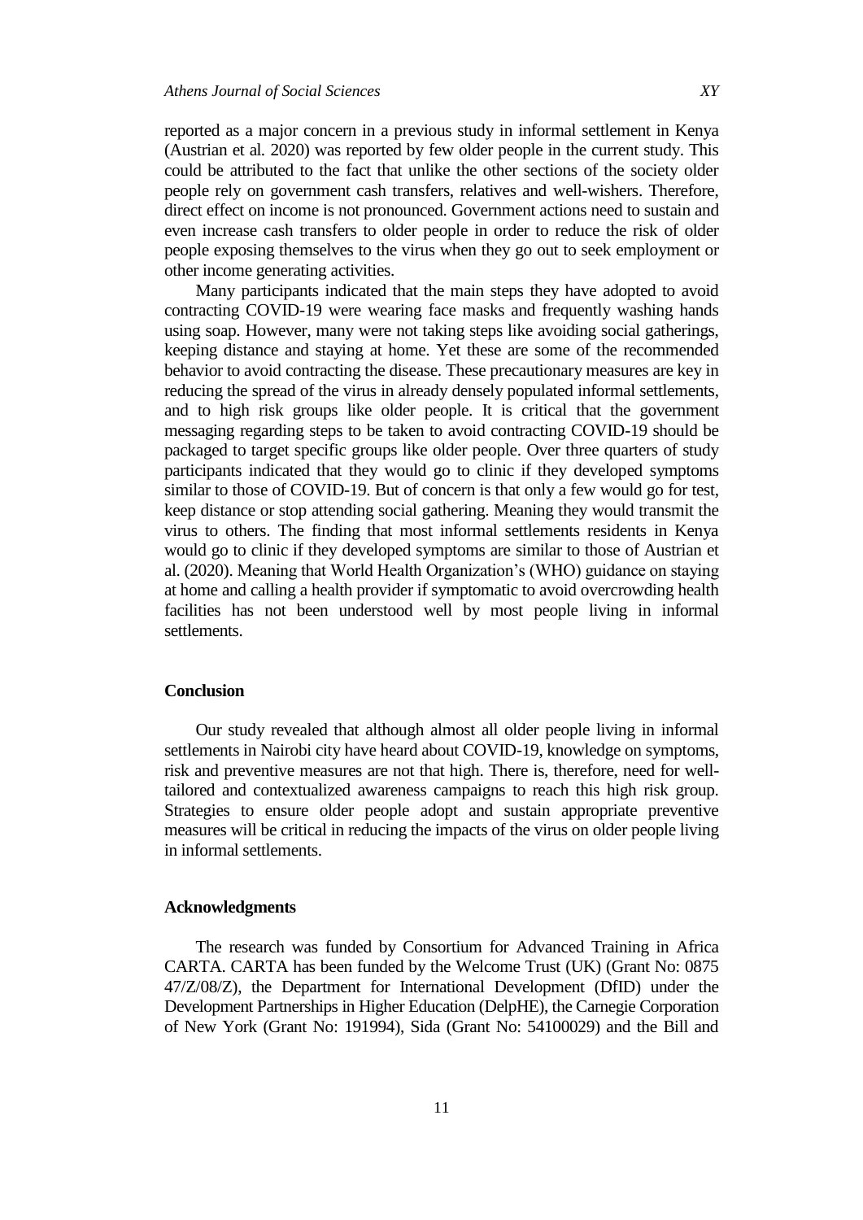reported as a major concern in a previous study in informal settlement in Kenya (Austrian et al. 2020) was reported by few older people in the current study. This could be attributed to the fact that unlike the other sections of the society older people rely on government cash transfers, relatives and well-wishers. Therefore, direct effect on income is not pronounced. Government actions need to sustain and even increase cash transfers to older people in order to reduce the risk of older people exposing themselves to the virus when they go out to seek employment or other income generating activities.

Many participants indicated that the main steps they have adopted to avoid contracting COVID-19 were wearing face masks and frequently washing hands using soap. However, many were not taking steps like avoiding social gatherings, keeping distance and staying at home. Yet these are some of the recommended behavior to avoid contracting the disease. These precautionary measures are key in reducing the spread of the virus in already densely populated informal settlements, and to high risk groups like older people. It is critical that the government messaging regarding steps to be taken to avoid contracting COVID-19 should be packaged to target specific groups like older people. Over three quarters of study participants indicated that they would go to clinic if they developed symptoms similar to those of COVID-19. But of concern is that only a few would go for test, keep distance or stop attending social gathering. Meaning they would transmit the virus to others. The finding that most informal settlements residents in Kenya would go to clinic if they developed symptoms are similar to those of Austrian et al. (2020). Meaning that World Health Organization's (WHO) guidance on staying at home and calling a health provider if symptomatic to avoid overcrowding health facilities has not been understood well by most people living in informal settlements.

## Conclusion

Our study revealed that although almost all older people living in informal settlements in Nairobi city have heard about COVID-19, knowledge on symptoms, risk and preventive measures are not that high. There is, therefore, need for well-tailored and contextualized awareness campaigns to reach this high risk group. Strategies to ensure older people adopt and sustain appropriate preventive measures will be critical in reducing the impacts of the virus on older people living in informal settlements.

## Acknowledgments

The research was funded by Consortium for Advanced Training in Africa CARTA. CARTA has been funded by the Welcome Trust (UK) (Grant No: 0875 47/Z/08/Z), the Department for International Development (DfID) under the Development Partnerships in Higher Education (DelpHE), the Carnegie Corporation of New York (Grant No: 191994), Sida (Grant No: 54100029) and the Bill and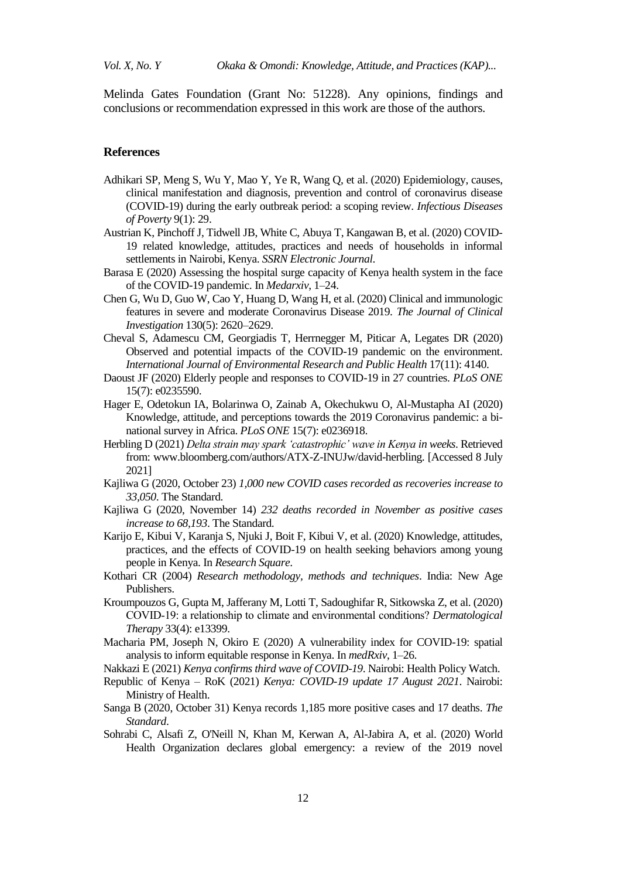Melinda Gates Foundation (Grant No: 51228). Any opinions, findings and conclusions or recommendation expressed in this work are those of the authors.

## References

Adhikari SP, Meng S, Wu Y, Mao Y, Ye R, Wang Q, et al. (2020) Epidemiology, causes, clinical manifestation and diagnosis, prevention and control of coronavirus disease (COVID-19) during the early outbreak period: a scoping review. *Infectious Diseases of Poverty* 9(1): 29.

Austrian K, Pinchoff J, Tidwell JB, White C, Abuya T, Kangawan B, et al. (2020) COVID-19 related knowledge, attitudes, practices and needs of households in informal settlements in Nairobi, Kenya. *SSRN Electronic Journal*.

Barasa E (2020) Assessing the hospital surge capacity of Kenya health system in the face of the COVID-19 pandemic. In *Medarxiv*, 1–24.

Chen G, Wu D, Guo W, Cao Y, Huang D, Wang H, et al. (2020) Clinical and immunologic features in severe and moderate Coronavirus Disease 2019. *The Journal of Clinical Investigation* 130(5): 2620–2629.

Cheval S, Adamescu CM, Georgiadis T, Herrnegger M, Piticar A, Legates DR (2020) Observed and potential impacts of the COVID-19 pandemic on the environment. *International Journal of Environmental Research and Public Health* 17(11): 4140.

Daoust JF (2020) Elderly people and responses to COVID-19 in 27 countries. *PLoS ONE* 15(7): e0235590.

Hager E, Odetokun IA, Bolarinwa O, Zainab A, Okechukwu O, Al-Mustapha AI (2020) Knowledge, attitude, and perceptions towards the 2019 Coronavirus pandemic: a bi-national survey in Africa. *PLoS ONE* 15(7): e0236918.

Herbling D (2021) *Delta strain may spark 'catastrophic' wave in Kenya in weeks*. Retrieved from: www.bloomberg.com/authors/ATX-Z-INUJw/david-herbling. [Accessed 8 July 2021]

Kajliwa G (2020, October 23) *1,000 new COVID cases recorded as recoveries increase to 33,050*. The Standard.

Kajliwa G (2020, November 14) *232 deaths recorded in November as positive cases increase to 68,193*. The Standard.

Karijo E, Kibui V, Karanja S, Njuki J, Boit F, Kibui V, et al. (2020) Knowledge, attitudes, practices, and the effects of COVID-19 on health seeking behaviors among young people in Kenya. In *Research Square*.

Kothari CR (2004) *Research methodology, methods and techniques*. India: New Age Publishers.

Kroumpouzos G, Gupta M, Jafferany M, Lotti T, Sadoughifar R, Sitkowska Z, et al. (2020) COVID-19: a relationship to climate and environmental conditions? *Dermatological Therapy* 33(4): e13399.

Macharia PM, Joseph N, Okiro E (2020) A vulnerability index for COVID-19: spatial analysis to inform equitable response in Kenya. In *medRxiv*, 1–26.

Nakkazi E (2021) *Kenya confirms third wave of COVID-19*. Nairobi: Health Policy Watch.

Republic of Kenya – RoK (2021) *Kenya: COVID-19 update 17 August 2021*. Nairobi: Ministry of Health.

Sanga B (2020, October 31) Kenya records 1,185 more positive cases and 17 deaths. *The Standard*.

Sohrabi C, Alsafi Z, O'Neill N, Khan M, Kerwan A, Al-Jabira A, et al. (2020) World Health Organization declares global emergency: a review of the 2019 novel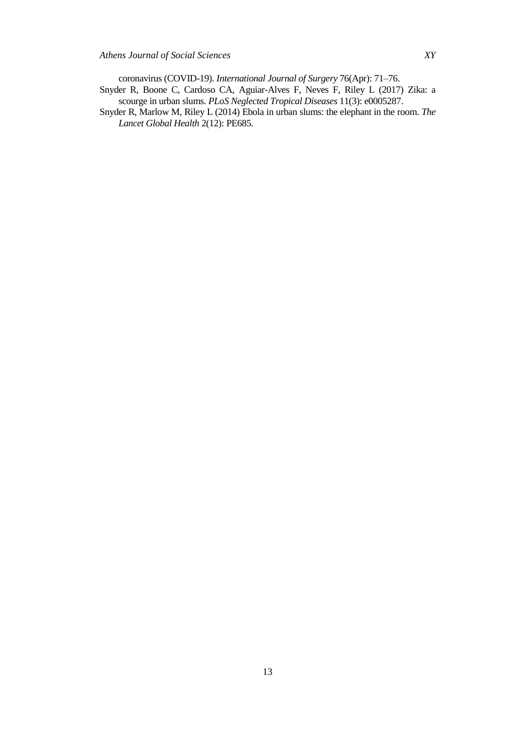coronavirus (COVID-19). *International Journal of Surgery* 76(Apr): 71–76.

Snyder R, Boone C, Cardoso CA, Aguiar-Alves F, Neves F, Riley L (2017) Zika: a scourge in urban slums. *PLoS Neglected Tropical Diseases* 11(3): e0005287.

Snyder R, Marlow M, Riley L (2014) Ebola in urban slums: the elephant in the room. *The Lancet Global Health* 2(12): PE685.